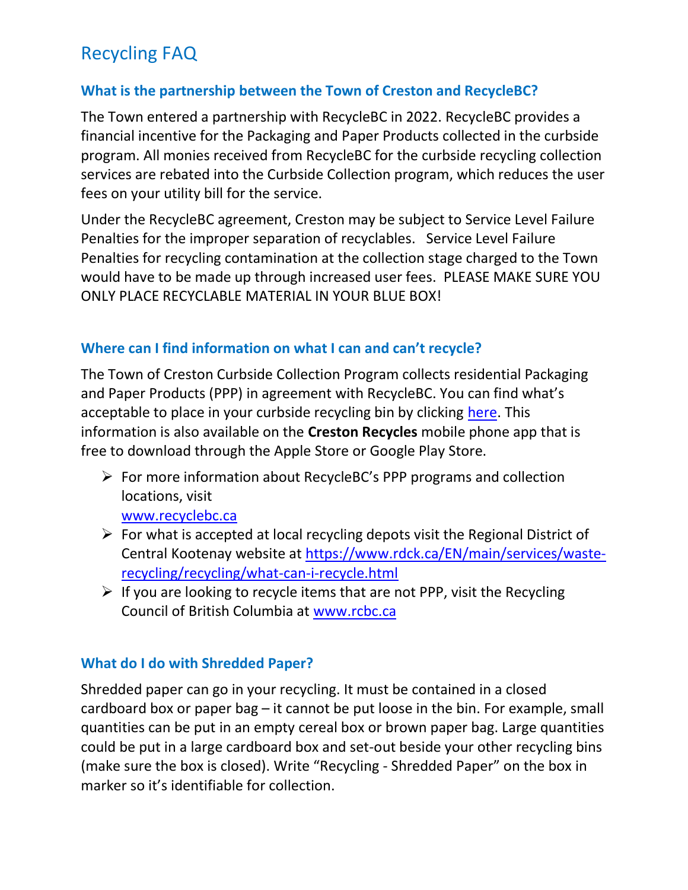# Recycling FAQ

### What is the partnership between the Town of Creston and RecycleBC?

The Town entered a partnership with RecycleBC in 2022. RecycleBC provides a financial incentive for the Packaging and Paper Products collected in the curbside program. All monies received from RecycleBC for the curbside recycling collection services are rebated into the Curbside Collection program, which reduces the user fees on your utility bill for the service.

Under the RecycleBC agreement, Creston may be subject to Service Level Failure Penalties for the improper separation of recyclables. Service Level Failure Penalties for recycling contamination at the collection stage charged to the Town would have to be made up through increased user fees. PLEASE MAKE SURE YOU ONLY PLACE RECYCLABLE MATERIAL IN YOUR BLUE BOX!

### Where can I find information on what I can and can't recycle?

The Town of Creston Curbside Collection Program collects residential Packaging and Paper Products (PPP) in agreement with RecycleBC. You can find what's acceptable to place in your curbside recycling bin by clicking here. This information is also available on the **Creston Recycles** mobile phone app that is free to download through the Apple Store or Google Play Store.

- For more information about RecycleBC's PPP programs and collection locations, visit www.recyclebc.ca
- For what is accepted at local recycling depots visit the Regional District of Central Kootenay website at https://www.rdck.ca/EN/main/services/waste-recycling/recycling/what-can-i-recycle.html
- If you are looking to recycle items that are not PPP, visit the Recycling Council of British Columbia at www.rcbc.ca

### What do I do with Shredded Paper?

Shredded paper can go in your recycling. It must be contained in a closed cardboard box or paper bag – it cannot be put loose in the bin. For example, small quantities can be put in an empty cereal box or brown paper bag. Large quantities could be put in a large cardboard box and set-out beside your other recycling bins (make sure the box is closed). Write "Recycling - Shredded Paper" on the box in marker so it's identifiable for collection.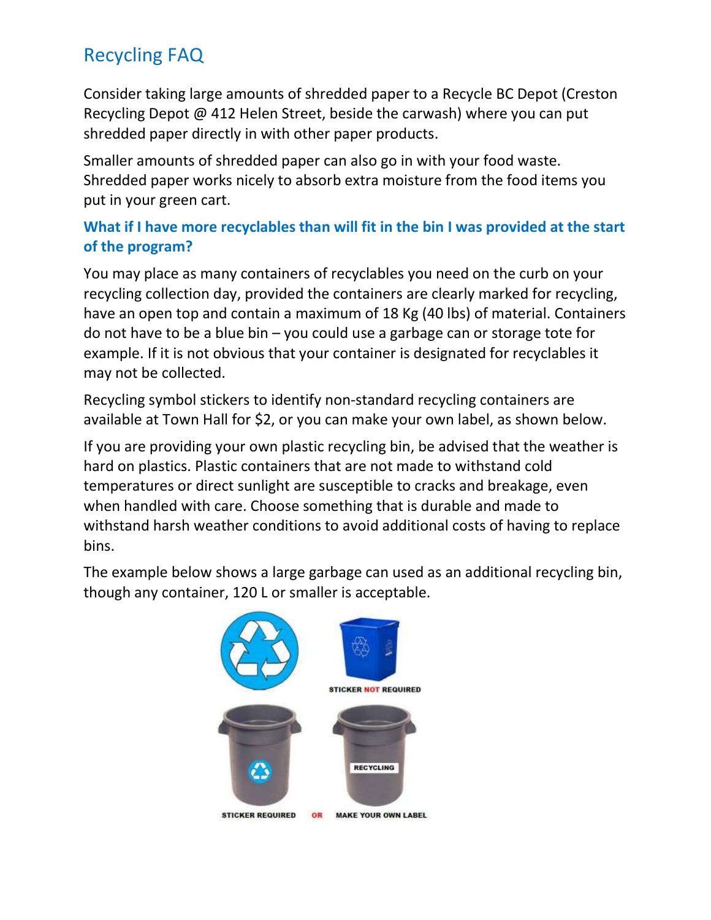## Recycling FAQ

Consider taking large amounts of shredded paper to a Recycle BC Depot (Creston Recycling Depot @ 412 Helen Street, beside the carwash) where you can put shredded paper directly in with other paper products.

Smaller amounts of shredded paper can also go in with your food waste. Shredded paper works nicely to absorb extra moisture from the food items you put in your green cart.

### What if I have more recyclables than will fit in the bin I was provided at the start of the program?

You may place as many containers of recyclables you need on the curb on your recycling collection day, provided the containers are clearly marked for recycling, have an open top and contain a maximum of 18 Kg (40 lbs) of material. Containers do not have to be a blue bin – you could use a garbage can or storage tote for example. If it is not obvious that your container is designated for recyclables it may not be collected.

Recycling symbol stickers to identify non-standard recycling containers are available at Town Hall for $2, or you can make your own label, as shown below.

If you are providing your own plastic recycling bin, be advised that the weather is hard on plastics. Plastic containers that are not made to withstand cold temperatures or direct sunlight are susceptible to cracks and breakage, even when handled with care. Choose something that is durable and made to withstand harsh weather conditions to avoid additional costs of having to replace bins.

The example below shows a large garbage can used as an additional recycling bin, though any container, 120 L or smaller is acceptable.

STICKER NOT REQUIRED

STICKER REQUIRED OR MAKE YOUR OWN LABEL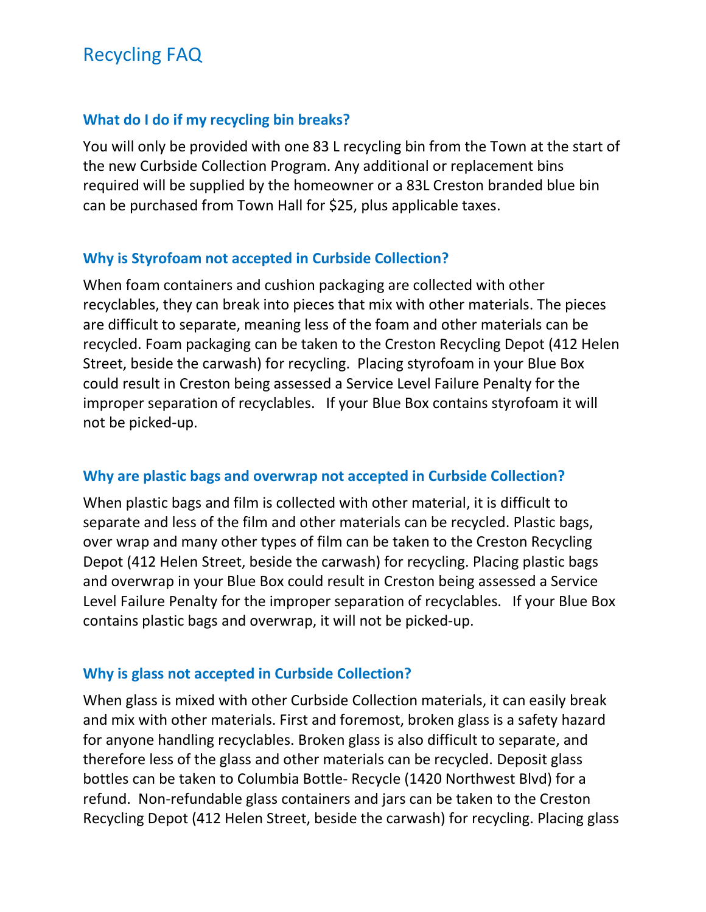# Recycling FAQ

### What do I do if my recycling bin breaks?

You will only be provided with one 83 L recycling bin from the Town at the start of the new Curbside Collection Program. Any additional or replacement bins required will be supplied by the homeowner or a 83L Creston branded blue bin can be purchased from Town Hall for $25, plus applicable taxes.

### Why is Styrofoam not accepted in Curbside Collection?

When foam containers and cushion packaging are collected with other recyclables, they can break into pieces that mix with other materials. The pieces are difficult to separate, meaning less of the foam and other materials can be recycled. Foam packaging can be taken to the Creston Recycling Depot (412 Helen Street, beside the carwash) for recycling. Placing styrofoam in your Blue Box could result in Creston being assessed a Service Level Failure Penalty for the improper separation of recyclables. If your Blue Box contains styrofoam it will not be picked-up.

### Why are plastic bags and overwrap not accepted in Curbside Collection?

When plastic bags and film is collected with other material, it is difficult to separate and less of the film and other materials can be recycled. Plastic bags, over wrap and many other types of film can be taken to the Creston Recycling Depot (412 Helen Street, beside the carwash) for recycling. Placing plastic bags and overwrap in your Blue Box could result in Creston being assessed a Service Level Failure Penalty for the improper separation of recyclables. If your Blue Box contains plastic bags and overwrap, it will not be picked-up.

### Why is glass not accepted in Curbside Collection?

When glass is mixed with other Curbside Collection materials, it can easily break and mix with other materials. First and foremost, broken glass is a safety hazard for anyone handling recyclables. Broken glass is also difficult to separate, and therefore less of the glass and other materials can be recycled. Deposit glass bottles can be taken to Columbia Bottle- Recycle (1420 Northwest Blvd) for a refund. Non-refundable glass containers and jars can be taken to the Creston Recycling Depot (412 Helen Street, beside the carwash) for recycling. Placing glass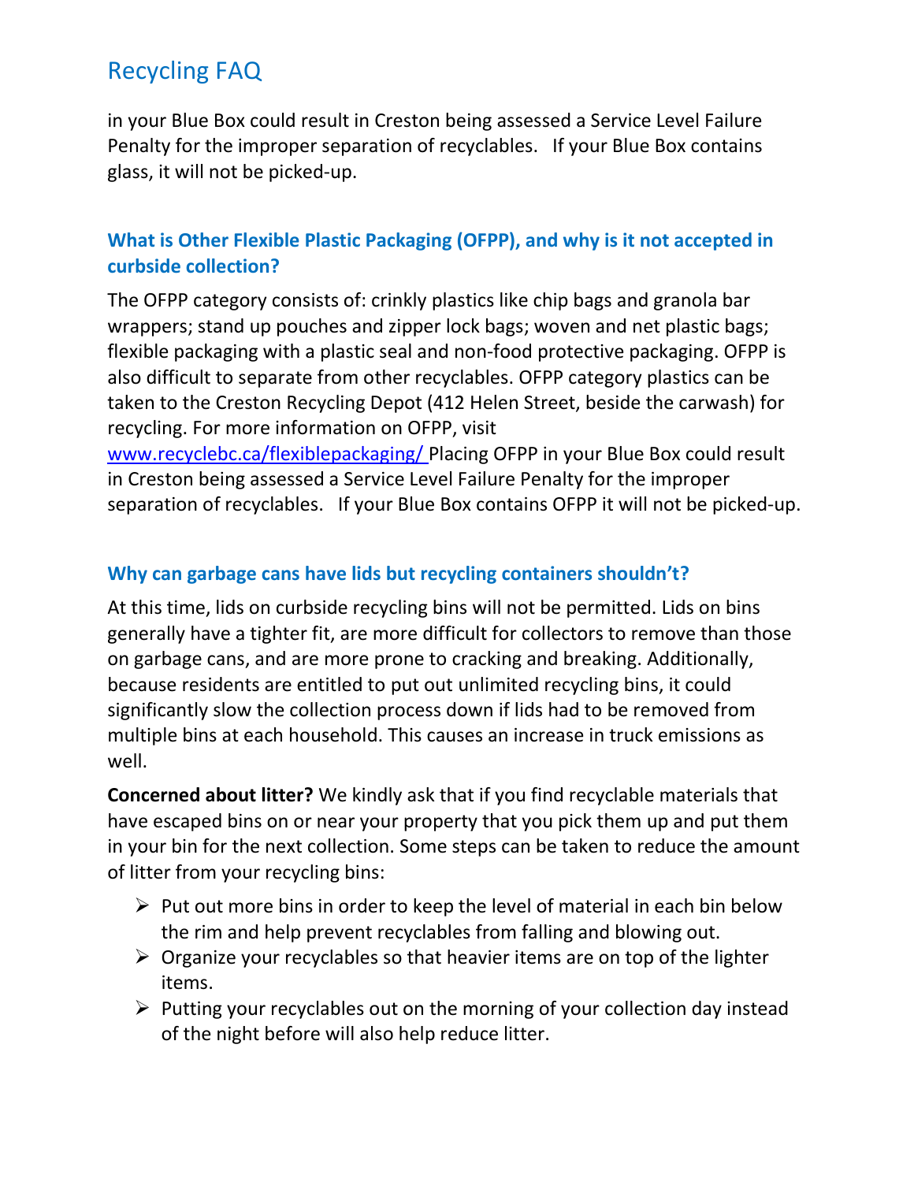in your Blue Box could result in Creston being assessed a Service Level Failure Penalty for the improper separation of recyclables. If your Blue Box contains glass, it will not be picked-up.

### What is Other Flexible Plastic Packaging (OFPP), and why is it not accepted in curbside collection?

The OFPP category consists of: crinkly plastics like chip bags and granola bar wrappers; stand up pouches and zipper lock bags; woven and net plastic bags; flexible packaging with a plastic seal and non-food protective packaging. OFPP is also difficult to separate from other recyclables. OFPP category plastics can be taken to the Creston Recycling Depot (412 Helen Street, beside the carwash) for recycling. For more information on OFPP, visit [www.recyclebc.ca/flexiblepackaging/](www.recyclebc.ca/flexiblepackaging/) Placing OFPP in your Blue Box could result in Creston being assessed a Service Level Failure Penalty for the improper separation of recyclables. If your Blue Box contains OFPP it will not be picked-up.

### Why can garbage cans have lids but recycling containers shouldn't?

At this time, lids on curbside recycling bins will not be permitted. Lids on bins generally have a tighter fit, are more difficult for collectors to remove than those on garbage cans, and are more prone to cracking and breaking. Additionally, because residents are entitled to put out unlimited recycling bins, it could significantly slow the collection process down if lids had to be removed from multiple bins at each household. This causes an increase in truck emissions as well.

**Concerned about litter?** We kindly ask that if you find recyclable materials that have escaped bins on or near your property that you pick them up and put them in your bin for the next collection. Some steps can be taken to reduce the amount of litter from your recycling bins:

- Put out more bins in order to keep the level of material in each bin below the rim and help prevent recyclables from falling and blowing out.
- Organize your recyclables so that heavier items are on top of the lighter items.
- Putting your recyclables out on the morning of your collection day instead of the night before will also help reduce litter.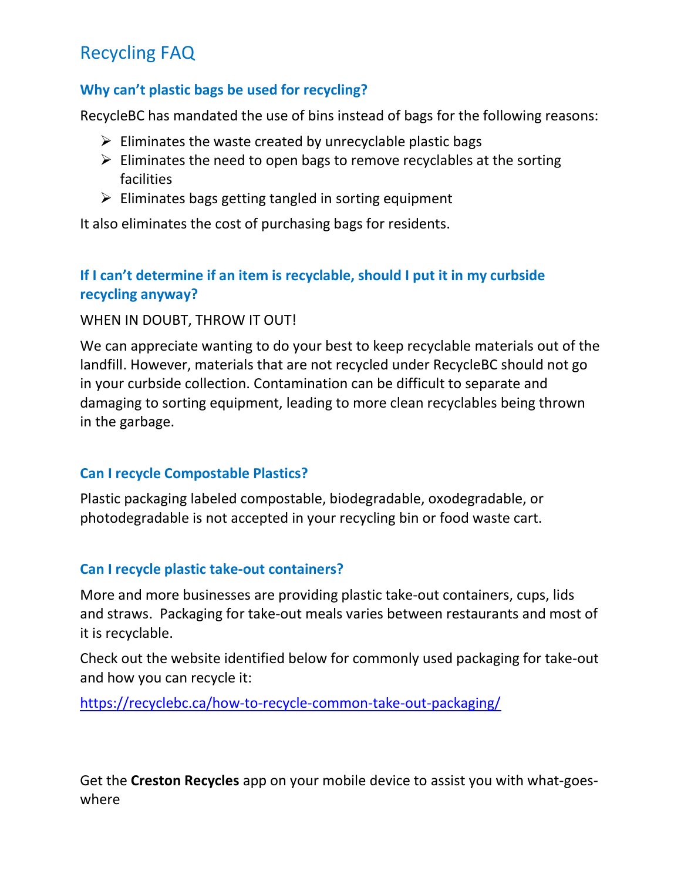# Recycling FAQ

### Why can't plastic bags be used for recycling?

RecycleBC has mandated the use of bins instead of bags for the following reasons:

- Eliminates the waste created by unrecyclable plastic bags
- Eliminates the need to open bags to remove recyclables at the sorting facilities
- Eliminates bags getting tangled in sorting equipment

It also eliminates the cost of purchasing bags for residents.

### If I can't determine if an item is recyclable, should I put it in my curbside recycling anyway?

WHEN IN DOUBT, THROW IT OUT!

We can appreciate wanting to do your best to keep recyclable materials out of the landfill. However, materials that are not recycled under RecycleBC should not go in your curbside collection. Contamination can be difficult to separate and damaging to sorting equipment, leading to more clean recyclables being thrown in the garbage.

### Can I recycle Compostable Plastics?

Plastic packaging labeled compostable, biodegradable, oxodegradable, or photodegradable is not accepted in your recycling bin or food waste cart.

### Can I recycle plastic take-out containers?

More and more businesses are providing plastic take-out containers, cups, lids and straws. Packaging for take-out meals varies between restaurants and most of it is recyclable.

Check out the website identified below for commonly used packaging for take-out and how you can recycle it:

https://recyclebc.ca/how-to-recycle-common-take-out-packaging/

Get the **Creston Recycles** app on your mobile device to assist you with what-goes-where